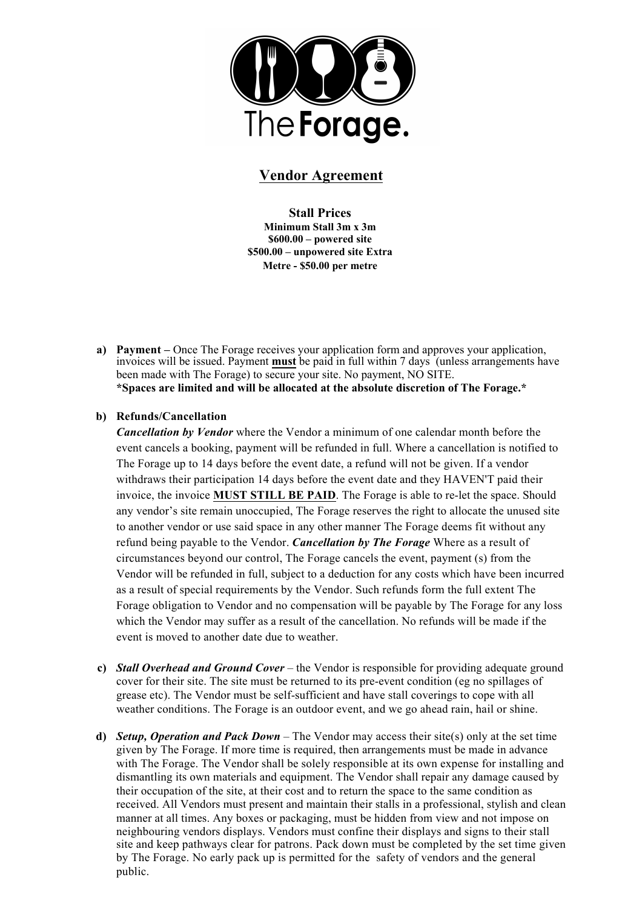The Forage.

# Vendor Agreement

**Stall Prices**

**Minimum Stall 3m x 3m**
**$600.00 – powered site**
**$500.00 – unpowered site Extra**
**Metre - $50.00 per metre**

a) **Payment –** Once The Forage receives your application form and approves your application, invoices will be issued. Payment **must** be paid in full within 7 days (unless arrangements have been made with The Forage) to secure your site. No payment, NO SITE.
**\*Spaces are limited and will be allocated at the absolute discretion of The Forage.\***

b) **Refunds/Cancellation**
***Cancellation by Vendor*** where the Vendor a minimum of one calendar month before the event cancels a booking, payment will be refunded in full. Where a cancellation is notified to The Forage up to 14 days before the event date, a refund will not be given. If a vendor withdraws their participation 14 days before the event date and they HAVEN'T paid their invoice, the invoice **MUST STILL BE PAID**. The Forage is able to re-let the space. Should any vendor's site remain unoccupied, The Forage reserves the right to allocate the unused site to another vendor or use said space in any other manner The Forage deems fit without any refund being payable to the Vendor. ***Cancellation by The Forage*** Where as a result of circumstances beyond our control, The Forage cancels the event, payment (s) from the Vendor will be refunded in full, subject to a deduction for any costs which have been incurred as a result of special requirements by the Vendor. Such refunds form the full extent The Forage obligation to Vendor and no compensation will be payable by The Forage for any loss which the Vendor may suffer as a result of the cancellation. No refunds will be made if the event is moved to another date due to weather.

c) ***Stall Overhead and Ground Cover*** – the Vendor is responsible for providing adequate ground cover for their site. The site must be returned to its pre-event condition (eg no spillages of grease etc). The Vendor must be self-sufficient and have stall coverings to cope with all weather conditions. The Forage is an outdoor event, and we go ahead rain, hail or shine.

d) ***Setup, Operation and Pack Down*** – The Vendor may access their site(s) only at the set time given by The Forage. If more time is required, then arrangements must be made in advance with The Forage. The Vendor shall be solely responsible at its own expense for installing and dismantling its own materials and equipment. The Vendor shall repair any damage caused by their occupation of the site, at their cost and to return the space to the same condition as received. All Vendors must present and maintain their stalls in a professional, stylish and clean manner at all times. Any boxes or packaging, must be hidden from view and not impose on neighbouring vendors displays. Vendors must confine their displays and signs to their stall site and keep pathways clear for patrons. Pack down must be completed by the set time given by The Forage. No early pack up is permitted for the safety of vendors and the general public.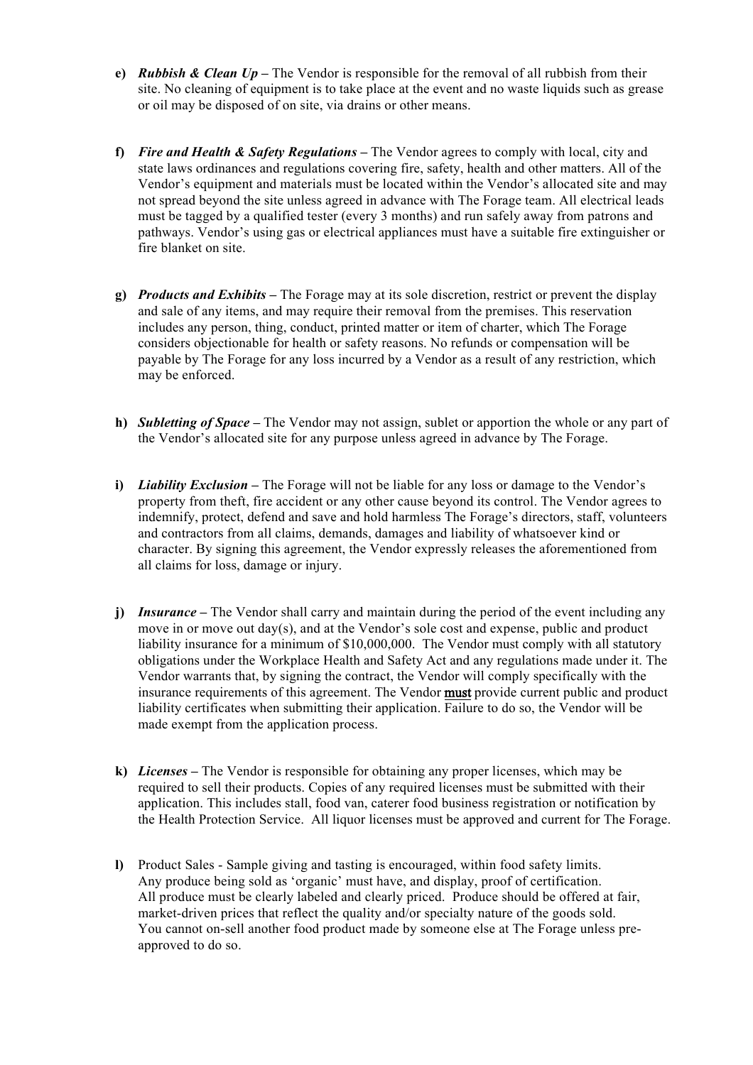**e)** ***Rubbish & Clean Up –*** The Vendor is responsible for the removal of all rubbish from their site. No cleaning of equipment is to take place at the event and no waste liquids such as grease or oil may be disposed of on site, via drains or other means.

**f)** ***Fire and Health & Safety Regulations –*** The Vendor agrees to comply with local, city and state laws ordinances and regulations covering fire, safety, health and other matters. All of the Vendor's equipment and materials must be located within the Vendor's allocated site and may not spread beyond the site unless agreed in advance with The Forage team. All electrical leads must be tagged by a qualified tester (every 3 months) and run safely away from patrons and pathways. Vendor's using gas or electrical appliances must have a suitable fire extinguisher or fire blanket on site.

**g)** ***Products and Exhibits –*** The Forage may at its sole discretion, restrict or prevent the display and sale of any items, and may require their removal from the premises. This reservation includes any person, thing, conduct, printed matter or item of charter, which The Forage considers objectionable for health or safety reasons. No refunds or compensation will be payable by The Forage for any loss incurred by a Vendor as a result of any restriction, which may be enforced.

**h)** ***Subletting of Space –*** The Vendor may not assign, sublet or apportion the whole or any part of the Vendor's allocated site for any purpose unless agreed in advance by The Forage.

**i)** ***Liability Exclusion –*** The Forage will not be liable for any loss or damage to the Vendor's property from theft, fire accident or any other cause beyond its control. The Vendor agrees to indemnify, protect, defend and save and hold harmless The Forage's directors, staff, volunteers and contractors from all claims, demands, damages and liability of whatsoever kind or character. By signing this agreement, the Vendor expressly releases the aforementioned from all claims for loss, damage or injury.

**j)** ***Insurance –*** The Vendor shall carry and maintain during the period of the event including any move in or move out day(s), and at the Vendor's sole cost and expense, public and product liability insurance for a minimum of $10,000,000. The Vendor must comply with all statutory obligations under the Workplace Health and Safety Act and any regulations made under it. The Vendor warrants that, by signing the contract, the Vendor will comply specifically with the insurance requirements of this agreement. The Vendor **must** provide current public and product liability certificates when submitting their application. Failure to do so, the Vendor will be made exempt from the application process.

**k)** ***Licenses –*** The Vendor is responsible for obtaining any proper licenses, which may be required to sell their products. Copies of any required licenses must be submitted with their application. This includes stall, food van, caterer food business registration or notification by the Health Protection Service. All liquor licenses must be approved and current for The Forage.

**l)** Product Sales - Sample giving and tasting is encouraged, within food safety limits.
Any produce being sold as 'organic' must have, and display, proof of certification.
All produce must be clearly labeled and clearly priced. Produce should be offered at fair, market-driven prices that reflect the quality and/or specialty nature of the goods sold.
You cannot on-sell another food product made by someone else at The Forage unless pre-approved to do so.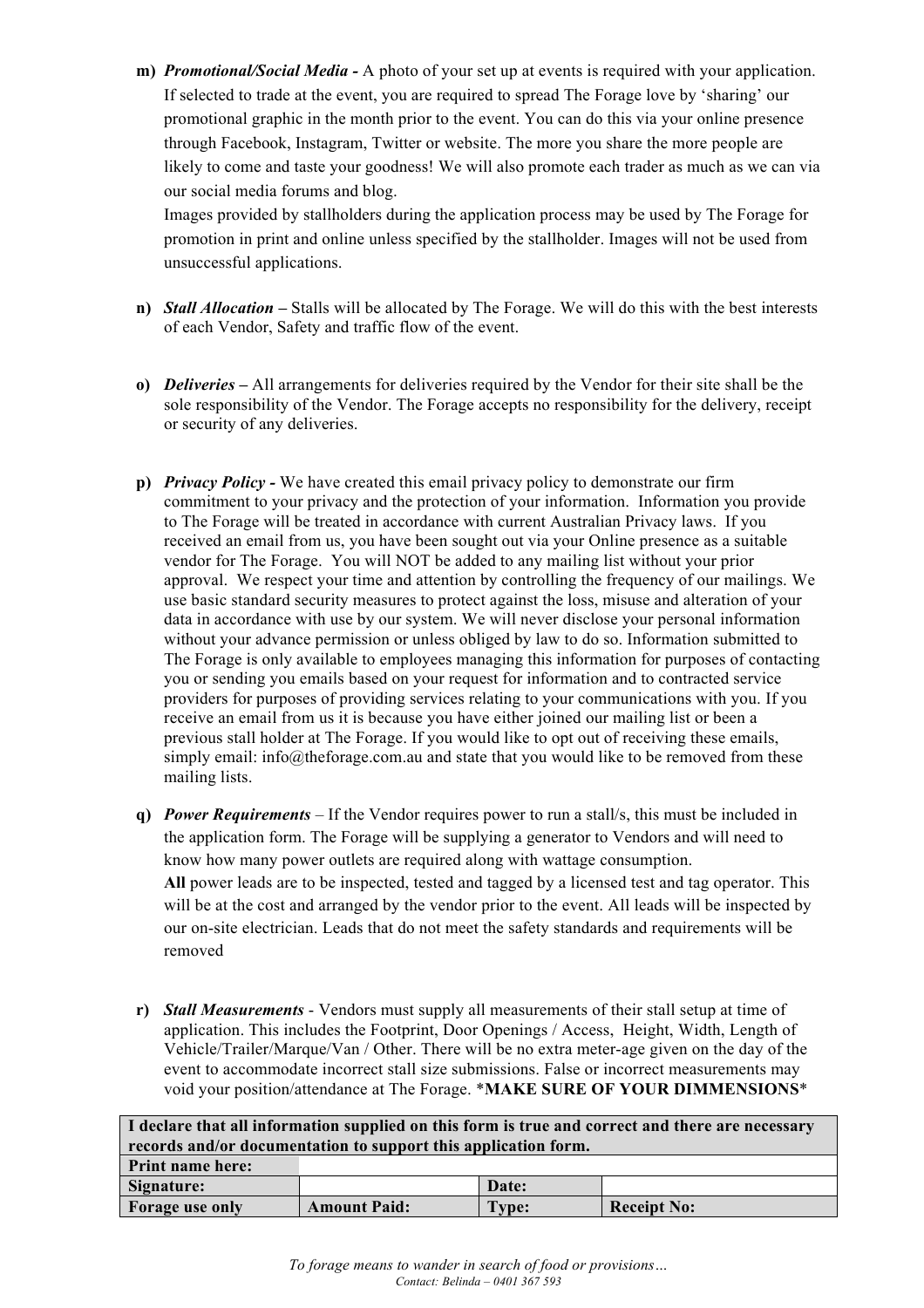m) ***Promotional/Social Media -*** A photo of your set up at events is required with your application. If selected to trade at the event, you are required to spread The Forage love by 'sharing' our promotional graphic in the month prior to the event. You can do this via your online presence through Facebook, Instagram, Twitter or website. The more you share the more people are likely to come and taste your goodness! We will also promote each trader as much as we can via our social media forums and blog.
Images provided by stallholders during the application process may be used by The Forage for promotion in print and online unless specified by the stallholder. Images will not be used from unsuccessful applications.

n) ***Stall Allocation –*** Stalls will be allocated by The Forage. We will do this with the best interests of each Vendor, Safety and traffic flow of the event.

o) ***Deliveries –*** All arrangements for deliveries required by the Vendor for their site shall be the sole responsibility of the Vendor. The Forage accepts no responsibility for the delivery, receipt or security of any deliveries.

p) ***Privacy Policy -*** We have created this email privacy policy to demonstrate our firm commitment to your privacy and the protection of your information. Information you provide to The Forage will be treated in accordance with current Australian Privacy laws. If you received an email from us, you have been sought out via your Online presence as a suitable vendor for The Forage. You will NOT be added to any mailing list without your prior approval. We respect your time and attention by controlling the frequency of our mailings. We use basic standard security measures to protect against the loss, misuse and alteration of your data in accordance with use by our system. We will never disclose your personal information without your advance permission or unless obliged by law to do so. Information submitted to The Forage is only available to employees managing this information for purposes of contacting you or sending you emails based on your request for information and to contracted service providers for purposes of providing services relating to your communications with you. If you receive an email from us it is because you have either joined our mailing list or been a previous stall holder at The Forage. If you would like to opt out of receiving these emails, simply email: info@theforage.com.au and state that you would like to be removed from these mailing lists.

q) ***Power Requirements*** – If the Vendor requires power to run a stall/s, this must be included in the application form. The Forage will be supplying a generator to Vendors and will need to know how many power outlets are required along with wattage consumption.
**All** power leads are to be inspected, tested and tagged by a licensed test and tag operator. This will be at the cost and arranged by the vendor prior to the event. All leads will be inspected by our on-site electrician. Leads that do not meet the safety standards and requirements will be removed

r) ***Stall Measurements*** - Vendors must supply all measurements of their stall setup at time of application. This includes the Footprint, Door Openings / Access, Height, Width, Length of Vehicle/Trailer/Marque/Van / Other. There will be no extra meter-age given on the day of the event to accommodate incorrect stall size submissions. False or incorrect measurements may void your position/attendance at The Forage. \***MAKE SURE OF YOUR DIMMENSIONS**\*

| I declare that all information supplied on this form is true and correct and there are necessary records and/or documentation to support this application form. | | | |
|---|---|---|---|
| **Print name here:** | | | |
| **Signature:** | | **Date:** | |
| **Forage use only** | **Amount Paid:** | **Type:** | **Receipt No:** |

*To forage means to wander in search of food or provisions…*
*Contact: Belinda – 0401 367 593*